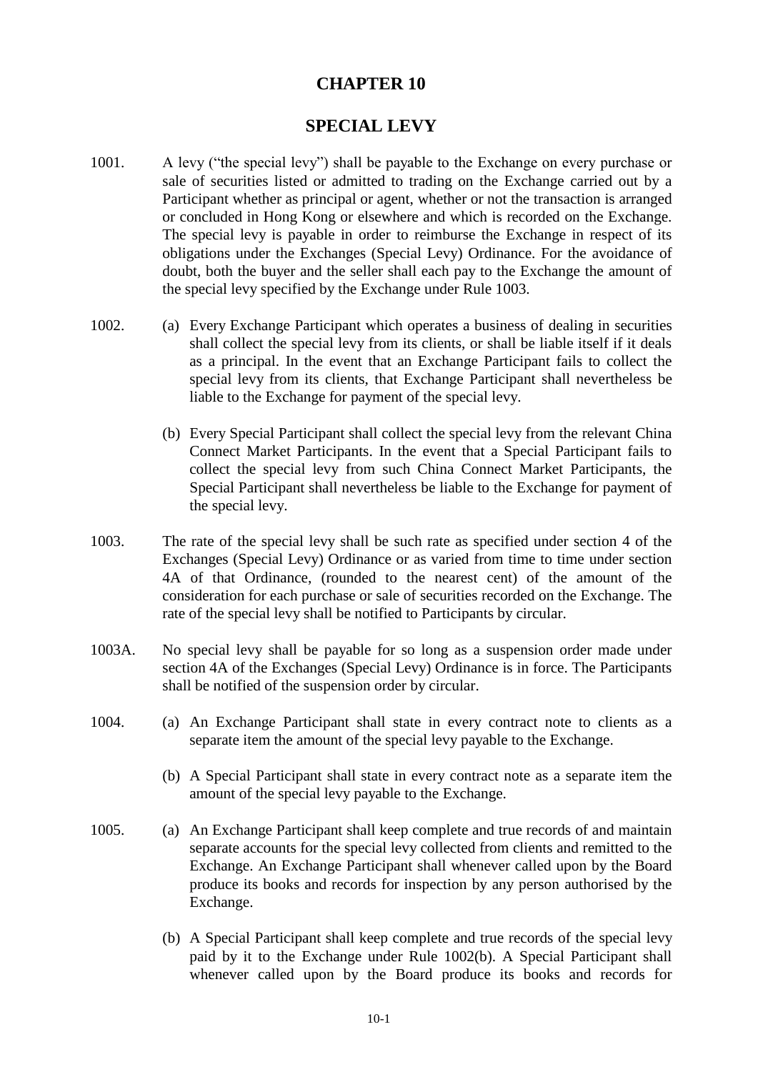# CHAPTER 10

## SPECIAL LEVY

1001. A levy ("the special levy") shall be payable to the Exchange on every purchase or sale of securities listed or admitted to trading on the Exchange carried out by a Participant whether as principal or agent, whether or not the transaction is arranged or concluded in Hong Kong or elsewhere and which is recorded on the Exchange. The special levy is payable in order to reimburse the Exchange in respect of its obligations under the Exchanges (Special Levy) Ordinance. For the avoidance of doubt, both the buyer and the seller shall each pay to the Exchange the amount of the special levy specified by the Exchange under Rule 1003.

1002. (a) Every Exchange Participant which operates a business of dealing in securities shall collect the special levy from its clients, or shall be liable itself if it deals as a principal. In the event that an Exchange Participant fails to collect the special levy from its clients, that Exchange Participant shall nevertheless be liable to the Exchange for payment of the special levy.

(b) Every Special Participant shall collect the special levy from the relevant China Connect Market Participants. In the event that a Special Participant fails to collect the special levy from such China Connect Market Participants, the Special Participant shall nevertheless be liable to the Exchange for payment of the special levy.

1003. The rate of the special levy shall be such rate as specified under section 4 of the Exchanges (Special Levy) Ordinance or as varied from time to time under section 4A of that Ordinance, (rounded to the nearest cent) of the amount of the consideration for each purchase or sale of securities recorded on the Exchange. The rate of the special levy shall be notified to Participants by circular.

1003A. No special levy shall be payable for so long as a suspension order made under section 4A of the Exchanges (Special Levy) Ordinance is in force. The Participants shall be notified of the suspension order by circular.

1004. (a) An Exchange Participant shall state in every contract note to clients as a separate item the amount of the special levy payable to the Exchange.

(b) A Special Participant shall state in every contract note as a separate item the amount of the special levy payable to the Exchange.

1005. (a) An Exchange Participant shall keep complete and true records of and maintain separate accounts for the special levy collected from clients and remitted to the Exchange. An Exchange Participant shall whenever called upon by the Board produce its books and records for inspection by any person authorised by the Exchange.

(b) A Special Participant shall keep complete and true records of the special levy paid by it to the Exchange under Rule 1002(b). A Special Participant shall whenever called upon by the Board produce its books and records for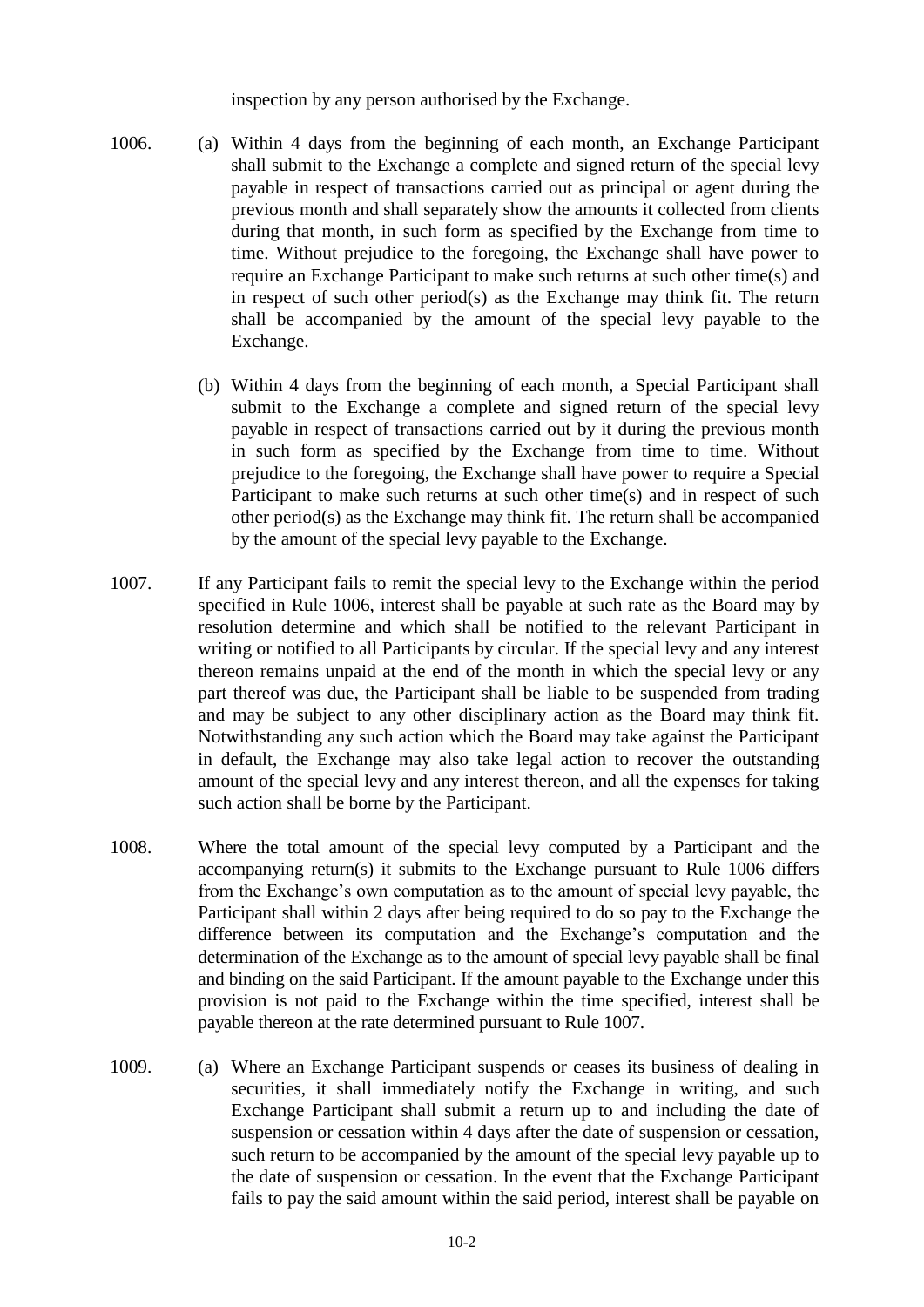inspection by any person authorised by the Exchange.

1006. (a) Within 4 days from the beginning of each month, an Exchange Participant shall submit to the Exchange a complete and signed return of the special levy payable in respect of transactions carried out as principal or agent during the previous month and shall separately show the amounts it collected from clients during that month, in such form as specified by the Exchange from time to time. Without prejudice to the foregoing, the Exchange shall have power to require an Exchange Participant to make such returns at such other time(s) and in respect of such other period(s) as the Exchange may think fit. The return shall be accompanied by the amount of the special levy payable to the Exchange.

(b) Within 4 days from the beginning of each month, a Special Participant shall submit to the Exchange a complete and signed return of the special levy payable in respect of transactions carried out by it during the previous month in such form as specified by the Exchange from time to time. Without prejudice to the foregoing, the Exchange shall have power to require a Special Participant to make such returns at such other time(s) and in respect of such other period(s) as the Exchange may think fit. The return shall be accompanied by the amount of the special levy payable to the Exchange.

1007. If any Participant fails to remit the special levy to the Exchange within the period specified in Rule 1006, interest shall be payable at such rate as the Board may by resolution determine and which shall be notified to the relevant Participant in writing or notified to all Participants by circular. If the special levy and any interest thereon remains unpaid at the end of the month in which the special levy or any part thereof was due, the Participant shall be liable to be suspended from trading and may be subject to any other disciplinary action as the Board may think fit. Notwithstanding any such action which the Board may take against the Participant in default, the Exchange may also take legal action to recover the outstanding amount of the special levy and any interest thereon, and all the expenses for taking such action shall be borne by the Participant.

1008. Where the total amount of the special levy computed by a Participant and the accompanying return(s) it submits to the Exchange pursuant to Rule 1006 differs from the Exchange's own computation as to the amount of special levy payable, the Participant shall within 2 days after being required to do so pay to the Exchange the difference between its computation and the Exchange's computation and the determination of the Exchange as to the amount of special levy payable shall be final and binding on the said Participant. If the amount payable to the Exchange under this provision is not paid to the Exchange within the time specified, interest shall be payable thereon at the rate determined pursuant to Rule 1007.

1009. (a) Where an Exchange Participant suspends or ceases its business of dealing in securities, it shall immediately notify the Exchange in writing, and such Exchange Participant shall submit a return up to and including the date of suspension or cessation within 4 days after the date of suspension or cessation, such return to be accompanied by the amount of the special levy payable up to the date of suspension or cessation. In the event that the Exchange Participant fails to pay the said amount within the said period, interest shall be payable on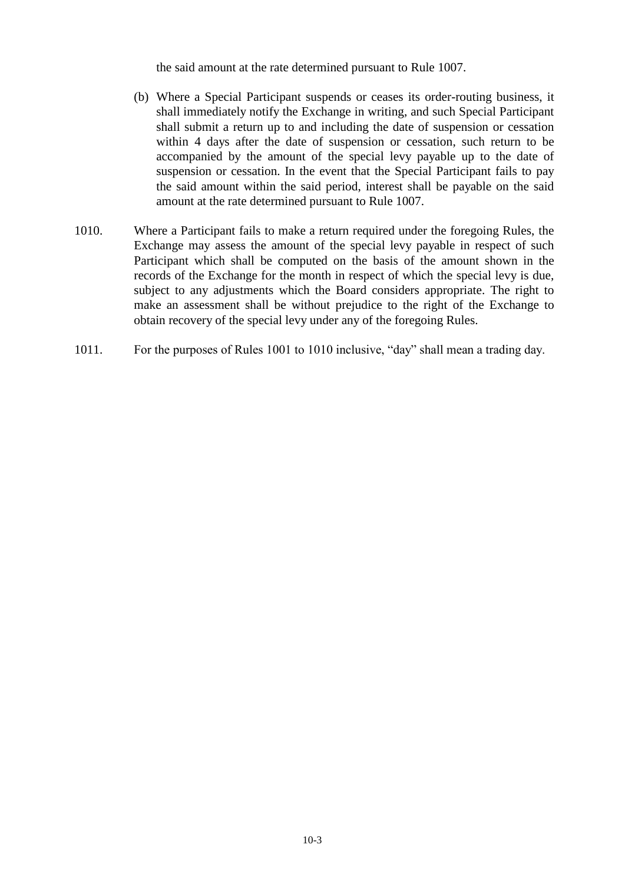the said amount at the rate determined pursuant to Rule 1007.

(b) Where a Special Participant suspends or ceases its order-routing business, it shall immediately notify the Exchange in writing, and such Special Participant shall submit a return up to and including the date of suspension or cessation within 4 days after the date of suspension or cessation, such return to be accompanied by the amount of the special levy payable up to the date of suspension or cessation. In the event that the Special Participant fails to pay the said amount within the said period, interest shall be payable on the said amount at the rate determined pursuant to Rule 1007.

1010. Where a Participant fails to make a return required under the foregoing Rules, the Exchange may assess the amount of the special levy payable in respect of such Participant which shall be computed on the basis of the amount shown in the records of the Exchange for the month in respect of which the special levy is due, subject to any adjustments which the Board considers appropriate. The right to make an assessment shall be without prejudice to the right of the Exchange to obtain recovery of the special levy under any of the foregoing Rules.

1011. For the purposes of Rules 1001 to 1010 inclusive, "day" shall mean a trading day.